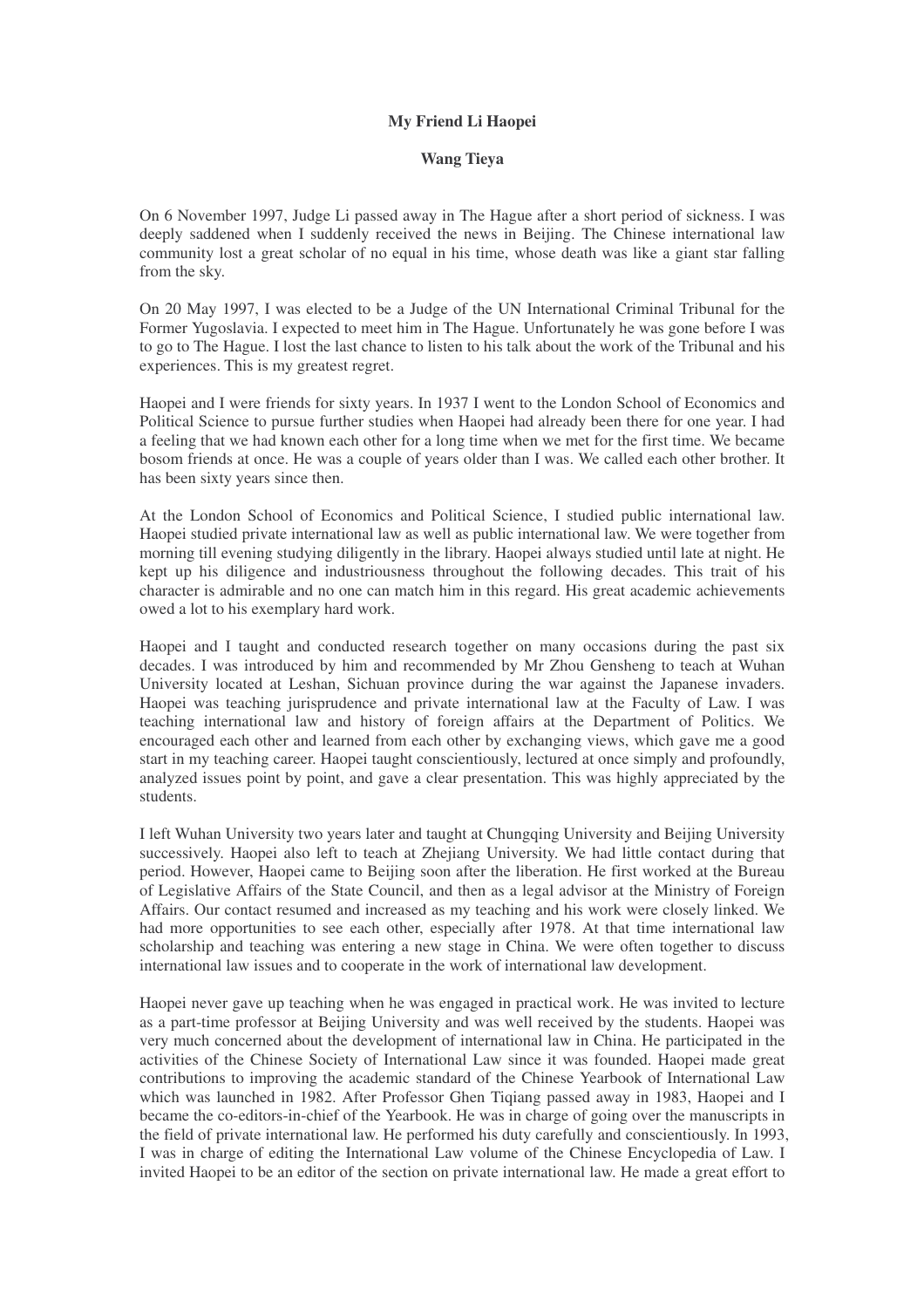**My Friend Li Haopei**

**Wang Tieya**

On 6 November 1997, Judge Li passed away in The Hague after a short period of sickness. I was deeply saddened when I suddenly received the news in Beijing. The Chinese international law community lost a great scholar of no equal in his time, whose death was like a giant star falling from the sky.

On 20 May 1997, I was elected to be a Judge of the UN International Criminal Tribunal for the Former Yugoslavia. I expected to meet him in The Hague. Unfortunately he was gone before I was to go to The Hague. I lost the last chance to listen to his talk about the work of the Tribunal and his experiences. This is my greatest regret.

Haopei and I were friends for sixty years. In 1937 I went to the London School of Economics and Political Science to pursue further studies when Haopei had already been there for one year. I had a feeling that we had known each other for a long time when we met for the first time. We became bosom friends at once. He was a couple of years older than I was. We called each other brother. It has been sixty years since then.

At the London School of Economics and Political Science, I studied public international law. Haopei studied private international law as well as public international law. We were together from morning till evening studying diligently in the library. Haopei always studied until late at night. He kept up his diligence and industriousness throughout the following decades. This trait of his character is admirable and no one can match him in this regard. His great academic achievements owed a lot to his exemplary hard work.

Haopei and I taught and conducted research together on many occasions during the past six decades. I was introduced by him and recommended by Mr Zhou Gensheng to teach at Wuhan University located at Leshan, Sichuan province during the war against the Japanese invaders. Haopei was teaching jurisprudence and private international law at the Faculty of Law. I was teaching international law and history of foreign affairs at the Department of Politics. We encouraged each other and learned from each other by exchanging views, which gave me a good start in my teaching career. Haopei taught conscientiously, lectured at once simply and profoundly, analyzed issues point by point, and gave a clear presentation. This was highly appreciated by the students.

I left Wuhan University two years later and taught at Chungqing University and Beijing University successively. Haopei also left to teach at Zhejiang University. We had little contact during that period. However, Haopei came to Beijing soon after the liberation. He first worked at the Bureau of Legislative Affairs of the State Council, and then as a legal advisor at the Ministry of Foreign Affairs. Our contact resumed and increased as my teaching and his work were closely linked. We had more opportunities to see each other, especially after 1978. At that time international law scholarship and teaching was entering a new stage in China. We were often together to discuss international law issues and to cooperate in the work of international law development.

Haopei never gave up teaching when he was engaged in practical work. He was invited to lecture as a part-time professor at Beijing University and was well received by the students. Haopei was very much concerned about the development of international law in China. He participated in the activities of the Chinese Society of International Law since it was founded. Haopei made great contributions to improving the academic standard of the Chinese Yearbook of International Law which was launched in 1982. After Professor Ghen Tiqiang passed away in 1983, Haopei and I became the co-editors-in-chief of the Yearbook. He was in charge of going over the manuscripts in the field of private international law. He performed his duty carefully and conscientiously. In 1993, I was in charge of editing the International Law volume of the Chinese Encyclopedia of Law. I invited Haopei to be an editor of the section on private international law. He made a great effort to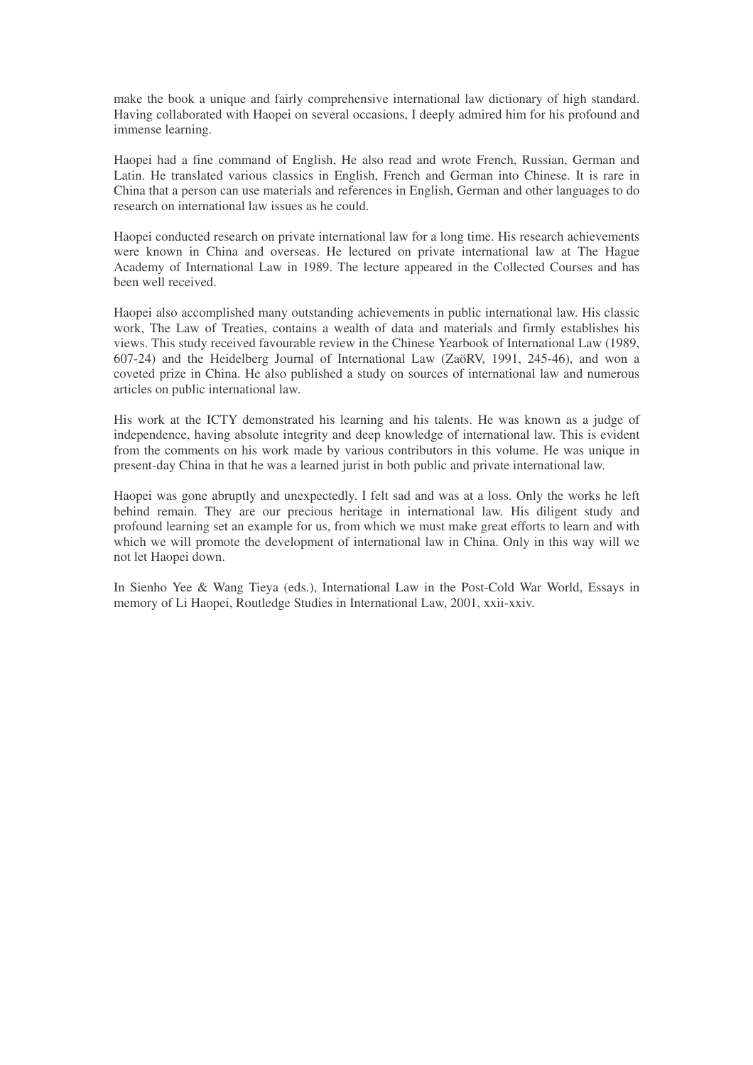make the book a unique and fairly comprehensive international law dictionary of high standard. Having collaborated with Haopei on several occasions, I deeply admired him for his profound and immense learning.

Haopei had a fine command of English, He also read and wrote French, Russian, German and Latin. He translated various classics in English, French and German into Chinese. It is rare in China that a person can use materials and references in English, German and other languages to do research on international law issues as he could.

Haopei conducted research on private international law for a long time. His research achievements were known in China and overseas. He lectured on private international law at The Hague Academy of International Law in 1989. The lecture appeared in the Collected Courses and has been well received.

Haopei also accomplished many outstanding achievements in public international law. His classic work, The Law of Treaties, contains a wealth of data and materials and firmly establishes his views. This study received favourable review in the Chinese Yearbook of International Law (1989, 607-24) and the Heidelberg Journal of International Law (ZaöRV, 1991, 245-46), and won a coveted prize in China. He also published a study on sources of international law and numerous articles on public international law.

His work at the ICTY demonstrated his learning and his talents. He was known as a judge of independence, having absolute integrity and deep knowledge of international law. This is evident from the comments on his work made by various contributors in this volume. He was unique in present-day China in that he was a learned jurist in both public and private international law.

Haopei was gone abruptly and unexpectedly. I felt sad and was at a loss. Only the works he left behind remain. They are our precious heritage in international law. His diligent study and profound learning set an example for us, from which we must make great efforts to learn and with which we will promote the development of international law in China. Only in this way will we not let Haopei down.

In Sienho Yee & Wang Tieya (eds.), International Law in the Post-Cold War World, Essays in memory of Li Haopei, Routledge Studies in International Law, 2001, xxii-xxiv.